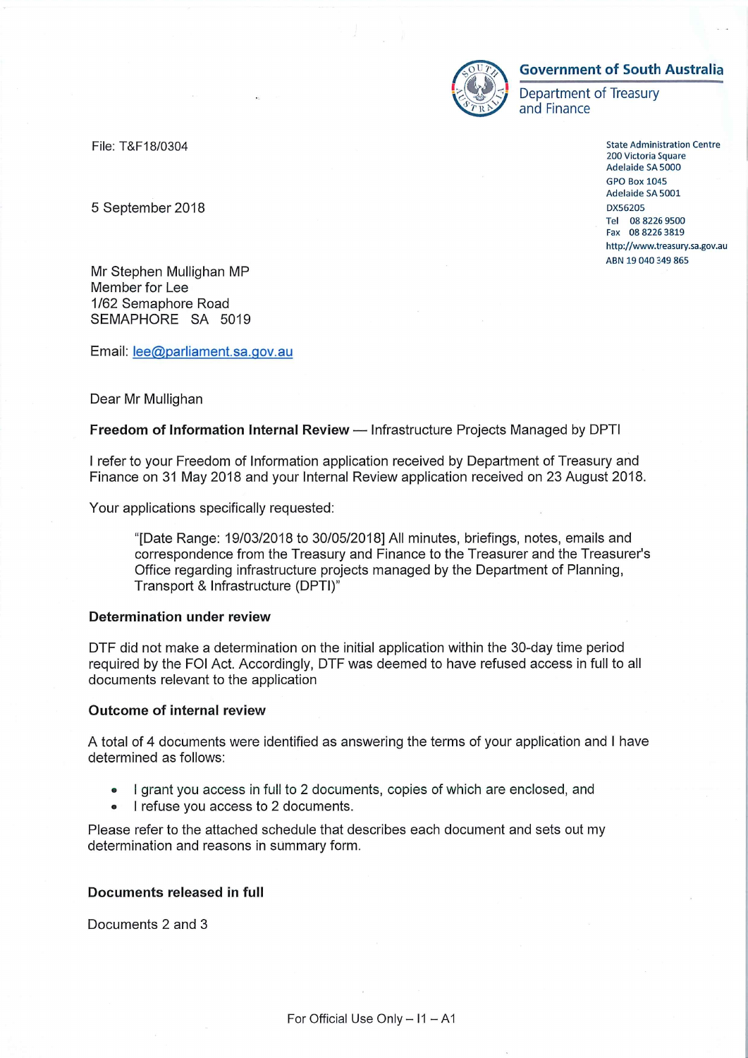**Government of South Australia**
Department of Treasury and Finance

State Administration Centre
200 Victoria Square
Adelaide SA 5000
GPO Box 1045
Adelaide SA 5001
DX56205
Tel 08 8226 9500
Fax 08 8226 3819
http://www.treasury.sa.gov.au
ABN 19 040 349 865

File: T&F18/0304

5 September 2018

Mr Stephen Mullighan MP
Member for Lee
1/62 Semaphore Road
SEMAPHORE SA 5019

Email: lee@parliament.sa.gov.au

Dear Mr Mullighan

**Freedom of Information Internal Review** — Infrastructure Projects Managed by DPTI

I refer to your Freedom of Information application received by Department of Treasury and Finance on 31 May 2018 and your Internal Review application received on 23 August 2018.

Your applications specifically requested:

> "[Date Range: 19/03/2018 to 30/05/2018] All minutes, briefings, notes, emails and correspondence from the Treasury and Finance to the Treasurer and the Treasurer's Office regarding infrastructure projects managed by the Department of Planning, Transport & Infrastructure (DPTI)"

**Determination under review**

DTF did not make a determination on the initial application within the 30-day time period required by the FOI Act. Accordingly, DTF was deemed to have refused access in full to all documents relevant to the application

**Outcome of internal review**

A total of 4 documents were identified as answering the terms of your application and I have determined as follows:

- I grant you access in full to 2 documents, copies of which are enclosed, and
- I refuse you access to 2 documents.

Please refer to the attached schedule that describes each document and sets out my determination and reasons in summary form.

**Documents released in full**

Documents 2 and 3

For Official Use Only – I1 – A1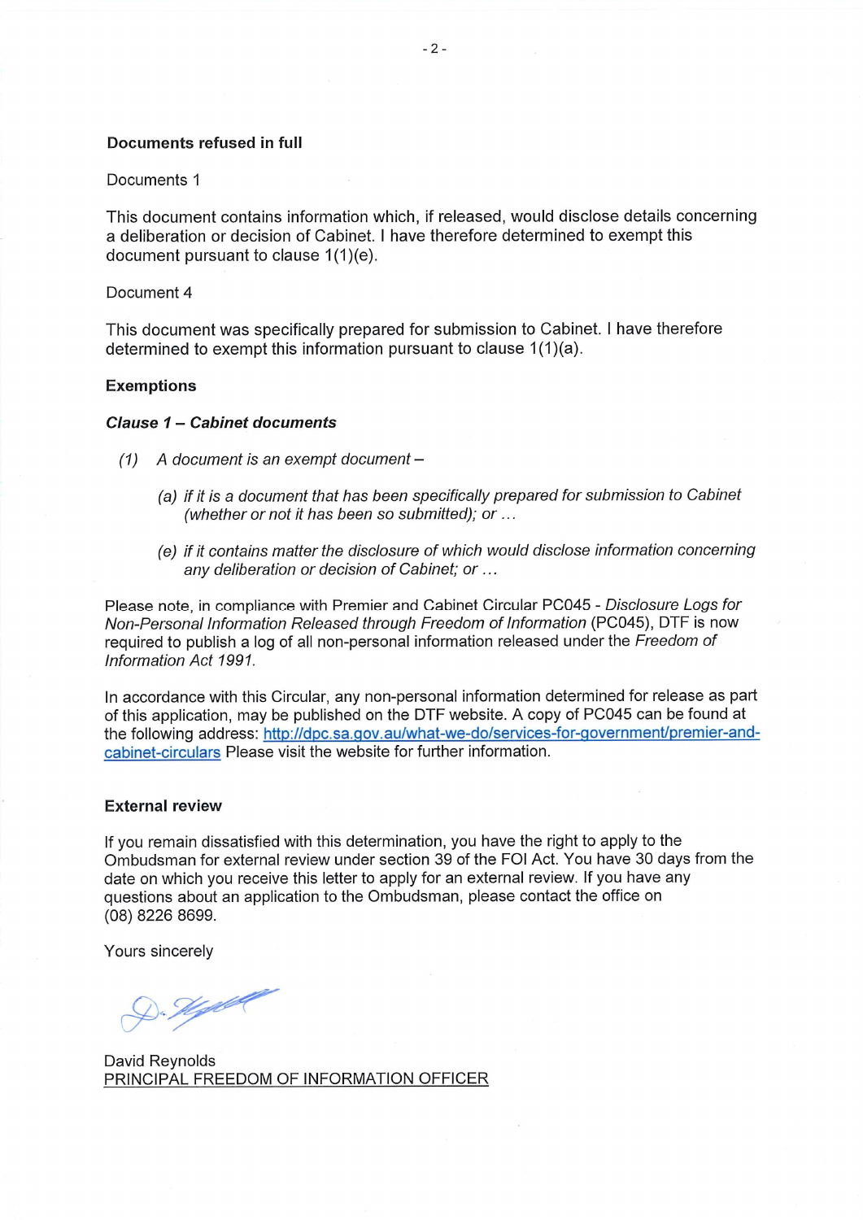**Documents refused in full**

Documents 1

This document contains information which, if released, would disclose details concerning a deliberation or decision of Cabinet. I have therefore determined to exempt this document pursuant to clause 1(1)(e).

Document 4

This document was specifically prepared for submission to Cabinet. I have therefore determined to exempt this information pursuant to clause 1(1)(a).

**Exemptions**

***Clause 1 – Cabinet documents***

> *(1) A document is an exempt document –*
>
> > *(a) if it is a document that has been specifically prepared for submission to Cabinet (whether or not it has been so submitted); or …*
> >
> > *(e) if it contains matter the disclosure of which would disclose information concerning any deliberation or decision of Cabinet; or …*

Please note, in compliance with Premier and Cabinet Circular PC045 - *Disclosure Logs for Non-Personal Information Released through Freedom of Information* (PC045), DTF is now required to publish a log of all non-personal information released under the *Freedom of Information Act 1991.*

In accordance with this Circular, any non-personal information determined for release as part of this application, may be published on the DTF website. A copy of PC045 can be found at the following address: http://dpc.sa.gov.au/what-we-do/services-for-government/premier-and-cabinet-circulars Please visit the website for further information.

**External review**

If you remain dissatisfied with this determination, you have the right to apply to the Ombudsman for external review under section 39 of the FOI Act. You have 30 days from the date on which you receive this letter to apply for an external review. If you have any questions about an application to the Ombudsman, please contact the office on (08) 8226 8699.

Yours sincerely

David Reynolds
PRINCIPAL FREEDOM OF INFORMATION OFFICER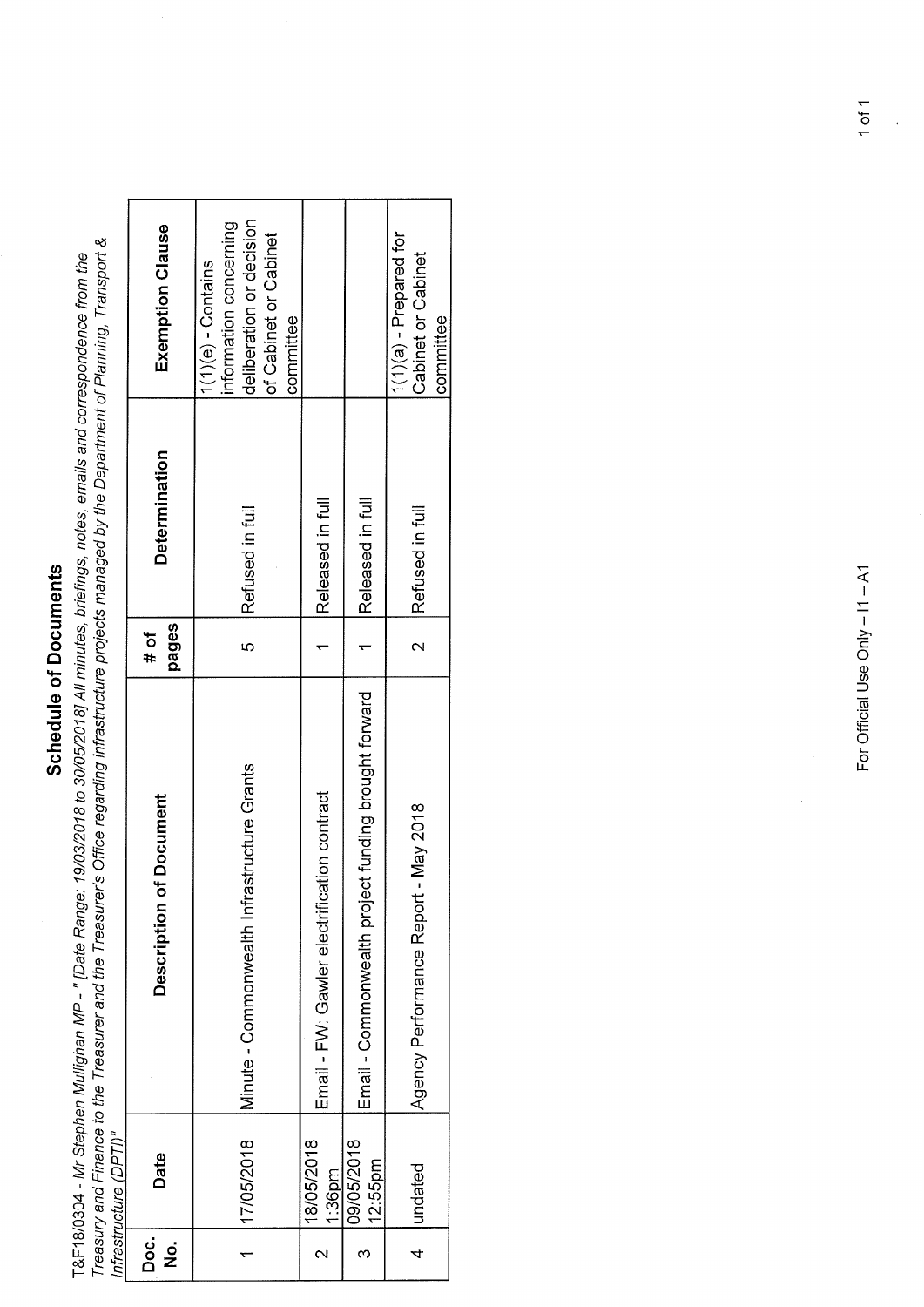# Schedule of Documents

*T&F18/0304 - Mr Stephen Mullighan MP - " [Date Range: 19/03/2018 to 30/05/2018] All minutes, briefings, notes, emails and correspondence from the Treasury and Finance to the Treasurer and the Treasurer's Office regarding infrastructure projects managed by the Department of Planning, Transport & Infrastructure (DPTI)"*

| Doc. No. | Date | Description of Document | # of pages | Determination | Exemption Clause |
|---|---|---|---|---|---|
| 1 | 17/05/2018 | Minute - Commonwealth Infrastructure Grants | 5 | Refused in full | 1(1)(e) - Contains information concerning deliberation or decision of Cabinet or Cabinet committee |
| 2 | 18/05/2018 1:36pm | Email - FW: Gawler electrification contract | 1 | Released in full | |
| 3 | 09/05/2018 12:55pm | Email - Commonwealth project funding brought forward | 1 | Released in full | |
| 4 | undated | Agency Performance Report - May 2018 | 2 | Refused in full | 1(1)(a) - Prepared for Cabinet or Cabinet committee |

For Official Use Only – I1 – A1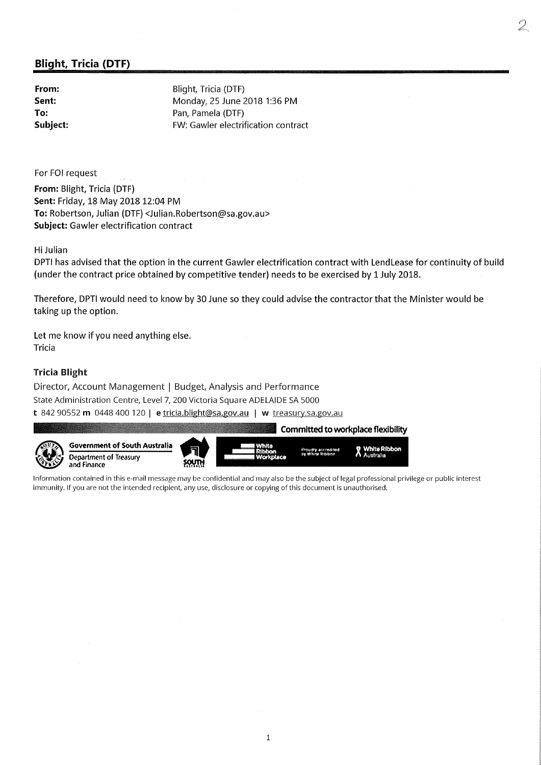## Blight, Tricia (DTF)

**From:** Blight, Tricia (DTF)
**Sent:** Monday, 25 June 2018 1:36 PM
**To:** Pan, Pamela (DTF)
**Subject:** FW: Gawler electrification contract

For FOI request

**From:** Blight, Tricia (DTF)
**Sent:** Friday, 18 May 2018 12:04 PM
**To:** Robertson, Julian (DTF) <Julian.Robertson@sa.gov.au>
**Subject:** Gawler electrification contract

Hi Julian

DPTI has advised that the option in the current Gawler electrification contract with LendLease for continuity of build (under the contract price obtained by competitive tender) needs to be exercised by 1 July 2018.

Therefore, DPTI would need to know by 30 June so they could advise the contractor that the Minister would be taking up the option.

Let me know if you need anything else.
Tricia

**Tricia Blight**

Director, Account Management | Budget, Analysis and Performance
State Administration Centre, Level 7, 200 Victoria Square ADELAIDE SA 5000
**t** 842 90552 **m** 0448 400 120 | **e** tricia.blight@sa.gov.au | **w** treasury.sa.gov.au

**Committed to workplace flexibility**

Government of South Australia
Department of Treasury and Finance

White Ribbon Workplace — Proudly accredited by White Ribbon — White Ribbon Australia

Information contained in this e-mail message may be confidential and may also be the subject of legal professional privilege or public interest immunity. If you are not the intended recipient, any use, disclosure or copying of this document is unauthorised.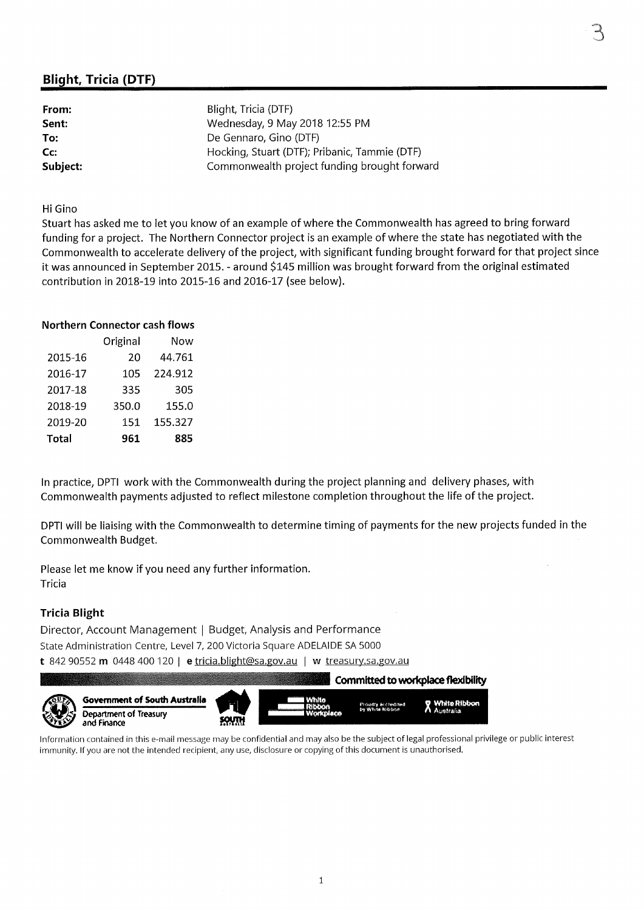## Blight, Tricia (DTF)

**From:** Blight, Tricia (DTF)
**Sent:** Wednesday, 9 May 2018 12:55 PM
**To:** De Gennaro, Gino (DTF)
**Cc:** Hocking, Stuart (DTF); Pribanic, Tammie (DTF)
**Subject:** Commonwealth project funding brought forward

Hi Gino

Stuart has asked me to let you know of an example of where the Commonwealth has agreed to bring forward funding for a project. The Northern Connector project is an example of where the state has negotiated with the Commonwealth to accelerate delivery of the project, with significant funding brought forward for that project since it was announced in September 2015. - around $145 million was brought forward from the original estimated contribution in 2018-19 into 2015-16 and 2016-17 (see below).

**Northern Connector cash flows**

| | Original | Now |
|---|---|---|
| 2015-16 | 20 | 44.761 |
| 2016-17 | 105 | 224.912 |
| 2017-18 | 335 | 305 |
| 2018-19 | 350.0 | 155.0 |
| 2019-20 | 151 | 155.327 |
| **Total** | **961** | **885** |

In practice, DPTI work with the Commonwealth during the project planning and delivery phases, with Commonwealth payments adjusted to reflect milestone completion throughout the life of the project.

DPTI will be liaising with the Commonwealth to determine timing of payments for the new projects funded in the Commonwealth Budget.

Please let me know if you need any further information.
Tricia

**Tricia Blight**
Director, Account Management | Budget, Analysis and Performance
State Administration Centre, Level 7, 200 Victoria Square ADELAIDE SA 5000
**t** 842 90552 **m** 0448 400 120 | **e** tricia.blight@sa.gov.au | **w** treasury.sa.gov.au

**Committed to workplace flexibility**

Government of South Australia
Department of Treasury and Finance

Information contained in this e-mail message may be confidential and may also be the subject of legal professional privilege or public interest immunity. If you are not the intended recipient, any use, disclosure or copying of this document is unauthorised.